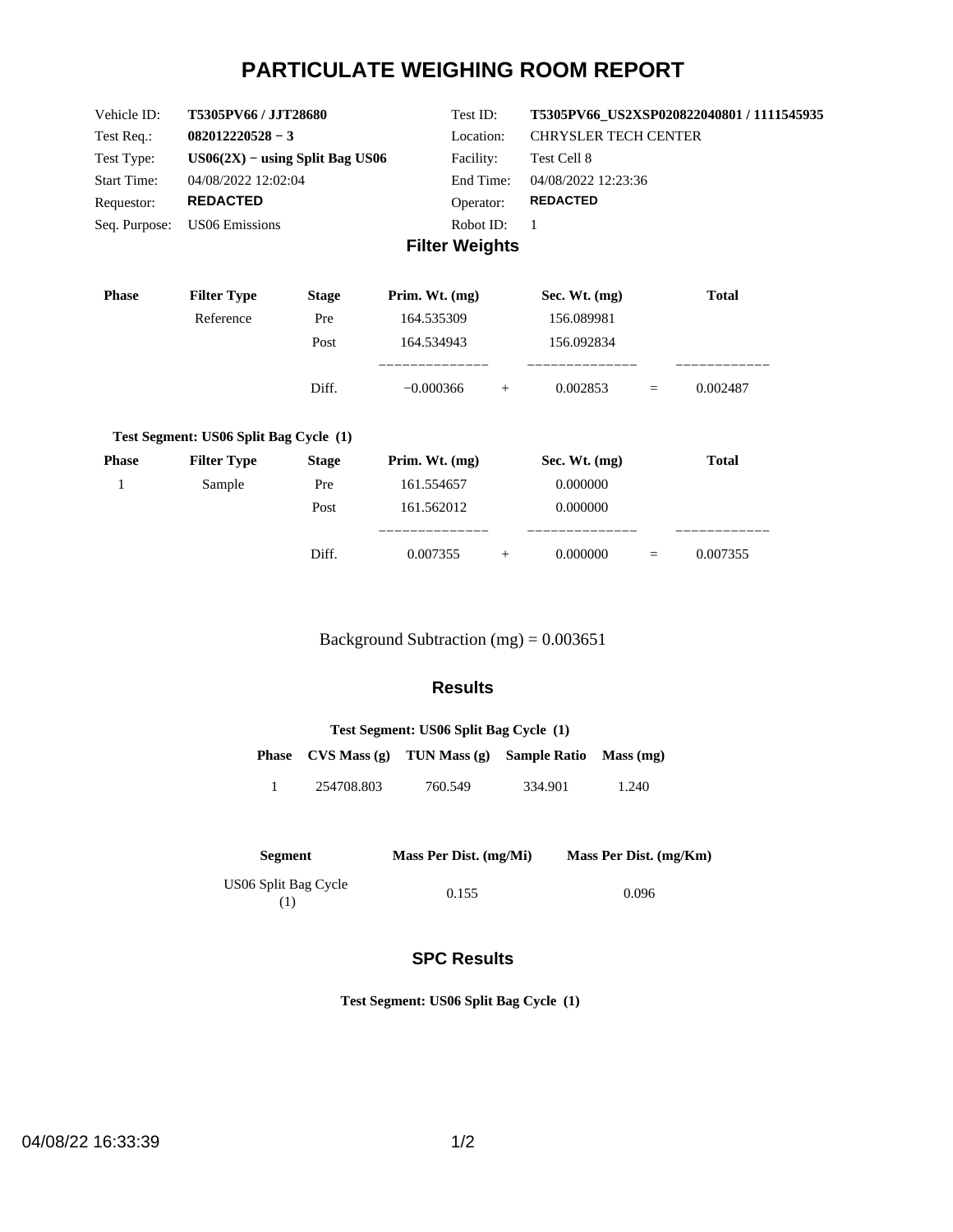# PARTICULATE WEIGHING ROOM REPORT

| | | | |
|---|---|---|---|
| Vehicle ID: | **T5305PV66 / JJT28680** | Test ID: | **T5305PV66_US2XSP020822040801 / 1111545935** |
| Test Req.: | **082012220528 − 3** | Location: | CHRYSLER TECH CENTER |
| Test Type: | **US06(2X) − using Split Bag US06** | Facility: | Test Cell 8 |
| Start Time: | 04/08/2022 12:02:04 | End Time: | 04/08/2022 12:23:36 |
| Requestor: | **REDACTED** | Operator: | **REDACTED** |
| Seq. Purpose: | US06 Emissions | Robot ID: | 1 |

## Filter Weights

| Phase | Filter Type | Stage | Prim. Wt. (mg) | | Sec. Wt. (mg) | | Total |
|---|---|---|---|---|---|---|---|
| | Reference | Pre | 164.535309 | | 156.089981 | | |
| | | Post | 164.534943 | | 156.092834 | | |
| | | Diff. | −0.000366 | + | 0.002853 | = | 0.002487 |

**Test Segment: US06 Split Bag Cycle (1)**

| Phase | Filter Type | Stage | Prim. Wt. (mg) | | Sec. Wt. (mg) | | Total |
|---|---|---|---|---|---|---|---|
| 1 | Sample | Pre | 161.554657 | | 0.000000 | | |
| | | Post | 161.562012 | | 0.000000 | | |
| | | Diff. | 0.007355 | + | 0.000000 | = | 0.007355 |

Background Subtraction (mg) = 0.003651

## Results

**Test Segment: US06 Split Bag Cycle (1)**

| Phase | CVS Mass (g) | TUN Mass (g) | Sample Ratio | Mass (mg) |
|---|---|---|---|---|
| 1 | 254708.803 | 760.549 | 334.901 | 1.240 |

| Segment | Mass Per Dist. (mg/Mi) | Mass Per Dist. (mg/Km) |
|---|---|---|
| US06 Split Bag Cycle (1) | 0.155 | 0.096 |

## SPC Results

**Test Segment: US06 Split Bag Cycle (1)**

04/08/22 16:33:39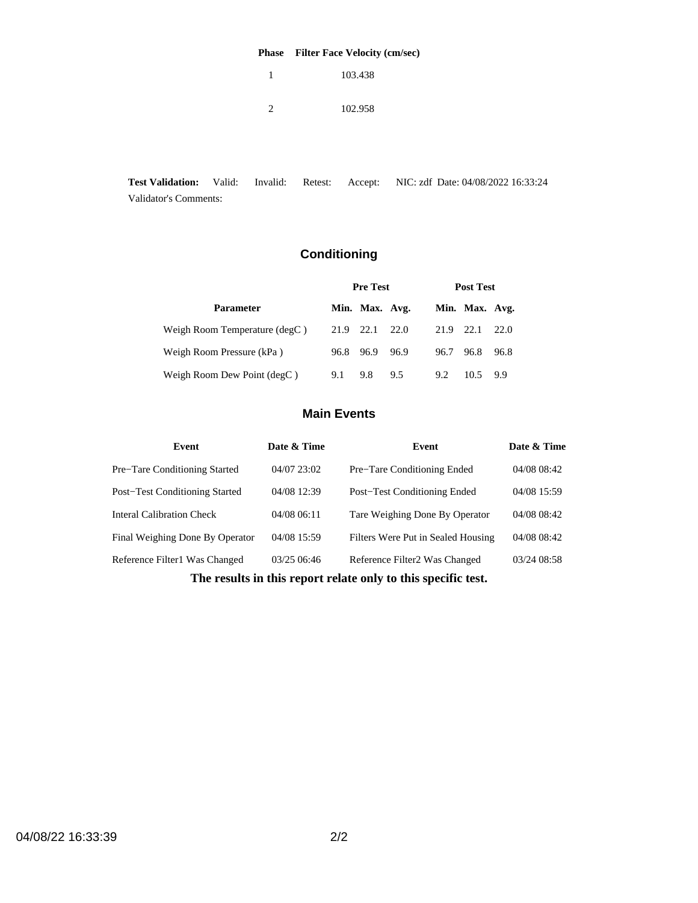| Phase | Filter Face Velocity (cm/sec) |
|---|---|
| 1 | 103.438 |
| 2 | 102.958 |

**Test Validation:** Valid: Invalid: Retest: Accept: NIC: zdf Date: 04/08/2022 16:33:24

Validator's Comments:

## Conditioning

| | Pre Test | | | Post Test | | |
|---|---|---|---|---|---|---|
| **Parameter** | **Min.** | **Max.** | **Avg.** | **Min.** | **Max.** | **Avg.** |
| Weigh Room Temperature (degC ) | 21.9 | 22.1 | 22.0 | 21.9 | 22.1 | 22.0 |
| Weigh Room Pressure (kPa ) | 96.8 | 96.9 | 96.9 | 96.7 | 96.8 | 96.8 |
| Weigh Room Dew Point (degC ) | 9.1 | 9.8 | 9.5 | 9.2 | 10.5 | 9.9 |

## Main Events

| Event | Date & Time | Event | Date & Time |
|---|---|---|---|
| Pre−Tare Conditioning Started | 04/07 23:02 | Pre−Tare Conditioning Ended | 04/08 08:42 |
| Post−Test Conditioning Started | 04/08 12:39 | Post−Test Conditioning Ended | 04/08 15:59 |
| Interal Calibration Check | 04/08 06:11 | Tare Weighing Done By Operator | 04/08 08:42 |
| Final Weighing Done By Operator | 04/08 15:59 | Filters Were Put in Sealed Housing | 04/08 08:42 |
| Reference Filter1 Was Changed | 03/25 06:46 | Reference Filter2 Was Changed | 03/24 08:58 |

**The results in this report relate only to this specific test.**